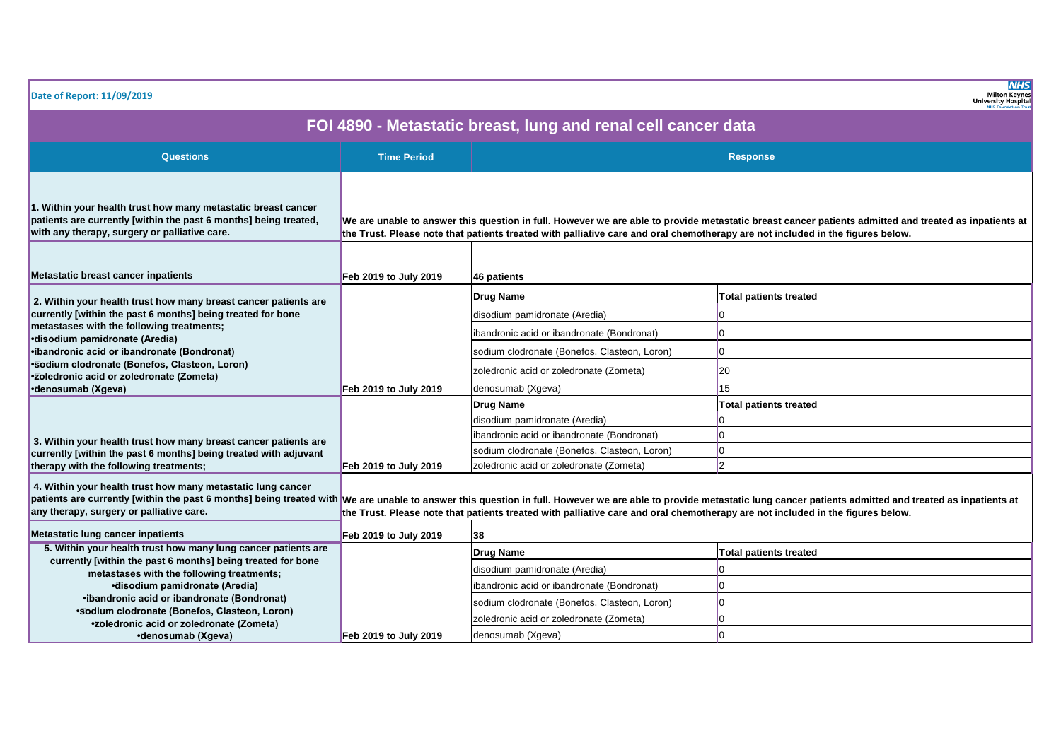Date of Report: 11/09/2019

# FOI 4890 - Metastatic breast, lung and renal cell cancer data

| Questions | Time Period | Response | |
|---|---|---|---|
| 1. Within your health trust how many metastatic breast cancer patients are currently [within the past 6 months] being treated, with any therapy, surgery or palliative care. | We are unable to answer this question in full. However we are able to provide metastatic breast cancer patients admitted and treated as inpatients at the Trust. Please note that patients treated with palliative care and oral chemotherapy are not included in the figures below. | | |
| Metastatic breast cancer inpatients | Feb 2019 to July 2019 | 46 patients | |
| 2. Within your health trust how many breast cancer patients are currently [within the past 6 months] being treated for bone metastases with the following treatments;<br>•disodium pamidronate (Aredia)<br>•ibandronic acid or ibandronate (Bondronat)<br>•sodium clodronate (Bonefos, Clasteon, Loron)<br>•zoledronic acid or zoledronate (Zometa)<br>•denosumab (Xgeva) | Feb 2019 to July 2019 | **Drug Name** | **Total patients treated** |
| | | disodium pamidronate (Aredia) | 0 |
| | | ibandronic acid or ibandronate (Bondronat) | 0 |
| | | sodium clodronate (Bonefos, Clasteon, Loron) | 0 |
| | | zoledronic acid or zoledronate (Zometa) | 20 |
| | | denosumab (Xgeva) | 15 |
| 3. Within your health trust how many breast cancer patients are currently [within the past 6 months] being treated with adjuvant therapy with the following treatments; | Feb 2019 to July 2019 | **Drug Name** | **Total patients treated** |
| | | disodium pamidronate (Aredia) | 0 |
| | | ibandronic acid or ibandronate (Bondronat) | 0 |
| | | sodium clodronate (Bonefos, Clasteon, Loron) | 0 |
| | | zoledronic acid or zoledronate (Zometa) | 2 |
| 4. Within your health trust how many metastatic lung cancer patients are currently [within the past 6 months] being treated with any therapy, surgery or palliative care. | We are unable to answer this question in full. However we are able to provide metastatic lung cancer patients admitted and treated as inpatients at the Trust. Please note that patients treated with palliative care and oral chemotherapy are not included in the figures below. | | |
| Metastatic lung cancer inpatients | Feb 2019 to July 2019 | 38 | |
| 5. Within your health trust how many lung cancer patients are currently [within the past 6 months] being treated for bone metastases with the following treatments;<br>•disodium pamidronate (Aredia)<br>•ibandronic acid or ibandronate (Bondronat)<br>•sodium clodronate (Bonefos, Clasteon, Loron)<br>•zoledronic acid or zoledronate (Zometa)<br>•denosumab (Xgeva) | Feb 2019 to July 2019 | **Drug Name** | **Total patients treated** |
| | | disodium pamidronate (Aredia) | 0 |
| | | ibandronic acid or ibandronate (Bondronat) | 0 |
| | | sodium clodronate (Bonefos, Clasteon, Loron) | 0 |
| | | zoledronic acid or zoledronate (Zometa) | 0 |
| | | denosumab (Xgeva) | 0 |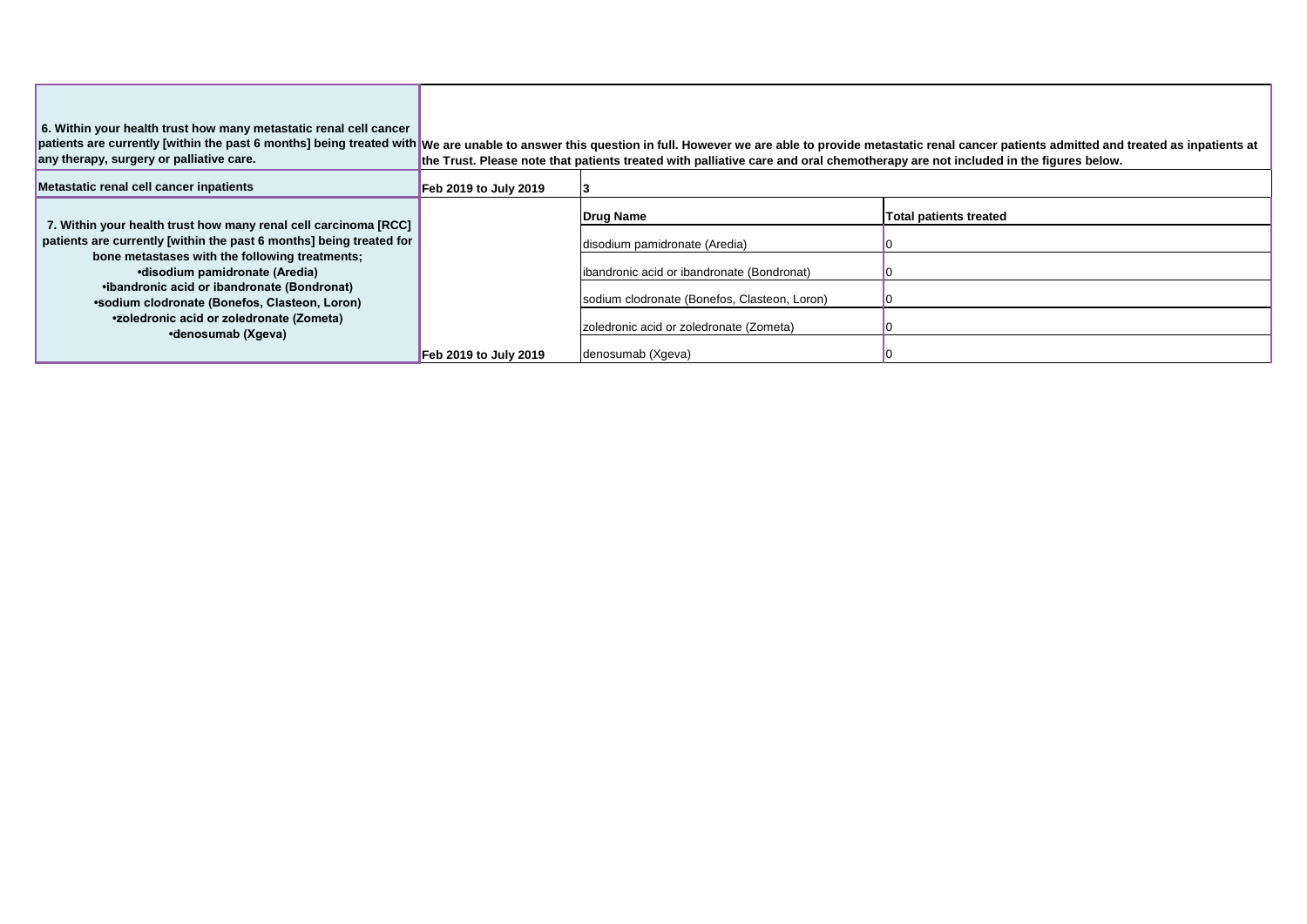| | | | |
|---|---|---|---|
| **6. Within your health trust how many metastatic renal cell cancer patients are currently [within the past 6 months] being treated with any therapy, surgery or palliative care.** | **We are unable to answer this question in full. However we are able to provide metastatic renal cancer patients admitted and treated as inpatients at the Trust. Please note that patients treated with palliative care and oral chemotherapy are not included in the figures below.** | | |
| **Metastatic renal cell cancer inpatients** | **Feb 2019 to July 2019** | **3** | |
| **7. Within your health trust how many renal cell carcinoma [RCC] patients are currently [within the past 6 months] being treated for bone metastases with the following treatments; •disodium pamidronate (Aredia) •ibandronic acid or ibandronate (Bondronat) •sodium clodronate (Bonefos, Clasteon, Loron) •zoledronic acid or zoledronate (Zometa) •denosumab (Xgeva)** | | **Drug Name** | **Total patients treated** |
| | | disodium pamidronate (Aredia) | 0 |
| | | ibandronic acid or ibandronate (Bondronat) | 0 |
| | | sodium clodronate (Bonefos, Clasteon, Loron) | 0 |
| | | zoledronic acid or zoledronate (Zometa) | 0 |
| | **Feb 2019 to July 2019** | denosumab (Xgeva) | 0 |